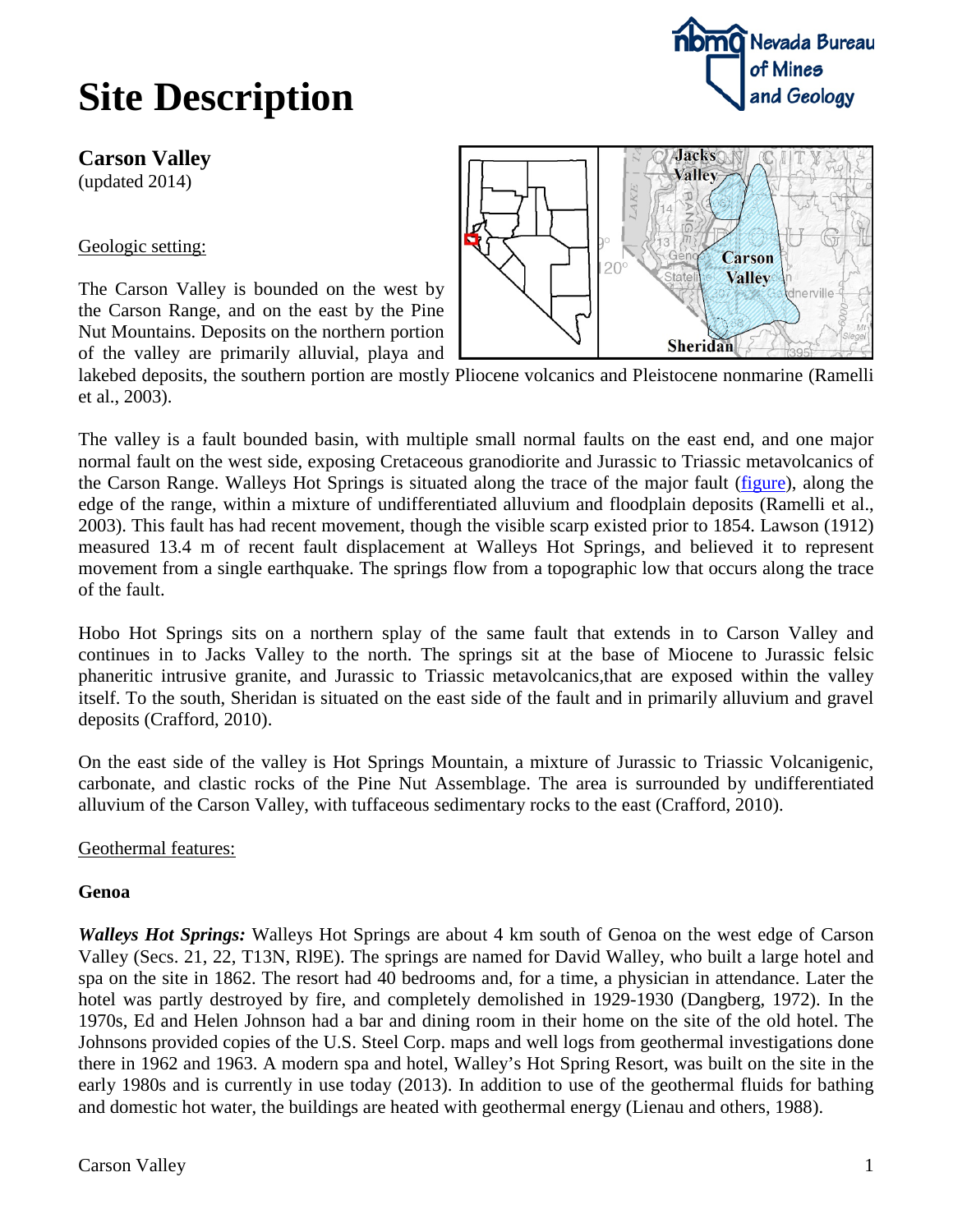# Site Description

## Carson Valley

(updated 2014)

Geologic setting:

The Carson Valley is bounded on the west by the Carson Range, and on the east by the Pine Nut Mountains. Deposits on the northern portion of the valley are primarily alluvial, playa and lakebed deposits, the southern portion are mostly Pliocene volcanics and Pleistocene nonmarine (Ramelli et al., 2003).

The valley is a fault bounded basin, with multiple small normal faults on the east end, and one major normal fault on the west side, exposing Cretaceous granodiorite and Jurassic to Triassic metavolcanics of the Carson Range. Walleys Hot Springs is situated along the trace of the major fault (figure), along the edge of the range, within a mixture of undifferentiated alluvium and floodplain deposits (Ramelli et al., 2003). This fault has had recent movement, though the visible scarp existed prior to 1854. Lawson (1912) measured 13.4 m of recent fault displacement at Walleys Hot Springs, and believed it to represent movement from a single earthquake. The springs flow from a topographic low that occurs along the trace of the fault.

Hobo Hot Springs sits on a northern splay of the same fault that extends in to Carson Valley and continues in to Jacks Valley to the north. The springs sit at the base of Miocene to Jurassic felsic phaneritic intrusive granite, and Jurassic to Triassic metavolcanics,that are exposed within the valley itself. To the south, Sheridan is situated on the east side of the fault and in primarily alluvium and gravel deposits (Crafford, 2010).

On the east side of the valley is Hot Springs Mountain, a mixture of Jurassic to Triassic Volcanigenic, carbonate, and clastic rocks of the Pine Nut Assemblage. The area is surrounded by undifferentiated alluvium of the Carson Valley, with tuffaceous sedimentary rocks to the east (Crafford, 2010).

Geothermal features:

**Genoa**

***Walleys Hot Springs:*** Walleys Hot Springs are about 4 km south of Genoa on the west edge of Carson Valley (Secs. 21, 22, T13N, Rl9E). The springs are named for David Walley, who built a large hotel and spa on the site in 1862. The resort had 40 bedrooms and, for a time, a physician in attendance. Later the hotel was partly destroyed by fire, and completely demolished in 1929-1930 (Dangberg, 1972). In the 1970s, Ed and Helen Johnson had a bar and dining room in their home on the site of the old hotel. The Johnsons provided copies of the U.S. Steel Corp. maps and well logs from geothermal investigations done there in 1962 and 1963. A modern spa and hotel, Walley's Hot Spring Resort, was built on the site in the early 1980s and is currently in use today (2013). In addition to use of the geothermal fluids for bathing and domestic hot water, the buildings are heated with geothermal energy (Lienau and others, 1988).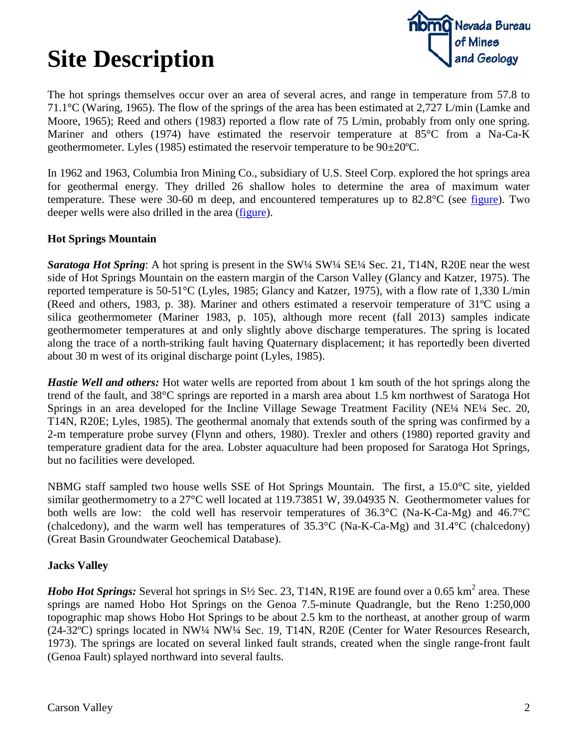# Site Description

The hot springs themselves occur over an area of several acres, and range in temperature from 57.8 to 71.1°C (Waring, 1965). The flow of the springs of the area has been estimated at 2,727 L/min (Lamke and Moore, 1965); Reed and others (1983) reported a flow rate of 75 L/min, probably from only one spring. Mariner and others (1974) have estimated the reservoir temperature at 85°C from a Na-Ca-K geothermometer. Lyles (1985) estimated the reservoir temperature to be 90±20ºC.

In 1962 and 1963, Columbia Iron Mining Co., subsidiary of U.S. Steel Corp. explored the hot springs area for geothermal energy. They drilled 26 shallow holes to determine the area of maximum water temperature. These were 30-60 m deep, and encountered temperatures up to 82.8°C (see figure). Two deeper wells were also drilled in the area (figure).

### Hot Springs Mountain

***Saratoga Hot Spring***: A hot spring is present in the SW¼ SW¼ SE¼ Sec. 21, T14N, R20E near the west side of Hot Springs Mountain on the eastern margin of the Carson Valley (Glancy and Katzer, 1975). The reported temperature is 50-51°C (Lyles, 1985; Glancy and Katzer, 1975), with a flow rate of 1,330 L/min (Reed and others, 1983, p. 38). Mariner and others estimated a reservoir temperature of 31ºC using a silica geothermometer (Mariner 1983, p. 105), although more recent (fall 2013) samples indicate geothermometer temperatures at and only slightly above discharge temperatures. The spring is located along the trace of a north-striking fault having Quaternary displacement; it has reportedly been diverted about 30 m west of its original discharge point (Lyles, 1985).

***Hastie Well and others:*** Hot water wells are reported from about 1 km south of the hot springs along the trend of the fault, and 38°C springs are reported in a marsh area about 1.5 km northwest of Saratoga Hot Springs in an area developed for the Incline Village Sewage Treatment Facility (NE¼ NE¼ Sec. 20, T14N, R20E; Lyles, 1985). The geothermal anomaly that extends south of the spring was confirmed by a 2-m temperature probe survey (Flynn and others, 1980). Trexler and others (1980) reported gravity and temperature gradient data for the area. Lobster aquaculture had been proposed for Saratoga Hot Springs, but no facilities were developed.

NBMG staff sampled two house wells SSE of Hot Springs Mountain. The first, a 15.0°C site, yielded similar geothermometry to a 27°C well located at 119.73851 W, 39.04935 N. Geothermometer values for both wells are low: the cold well has reservoir temperatures of 36.3°C (Na-K-Ca-Mg) and 46.7°C (chalcedony), and the warm well has temperatures of 35.3°C (Na-K-Ca-Mg) and 31.4°C (chalcedony) (Great Basin Groundwater Geochemical Database).

### Jacks Valley

***Hobo Hot Springs:*** Several hot springs in S½ Sec. 23, T14N, R19E are found over a 0.65 km$^2$ area. These springs are named Hobo Hot Springs on the Genoa 7.5-minute Quadrangle, but the Reno 1:250,000 topographic map shows Hobo Hot Springs to be about 2.5 km to the northeast, at another group of warm (24-32ºC) springs located in NW¼ NW¼ Sec. 19, T14N, R20E (Center for Water Resources Research, 1973). The springs are located on several linked fault strands, created when the single range-front fault (Genoa Fault) splayed northward into several faults.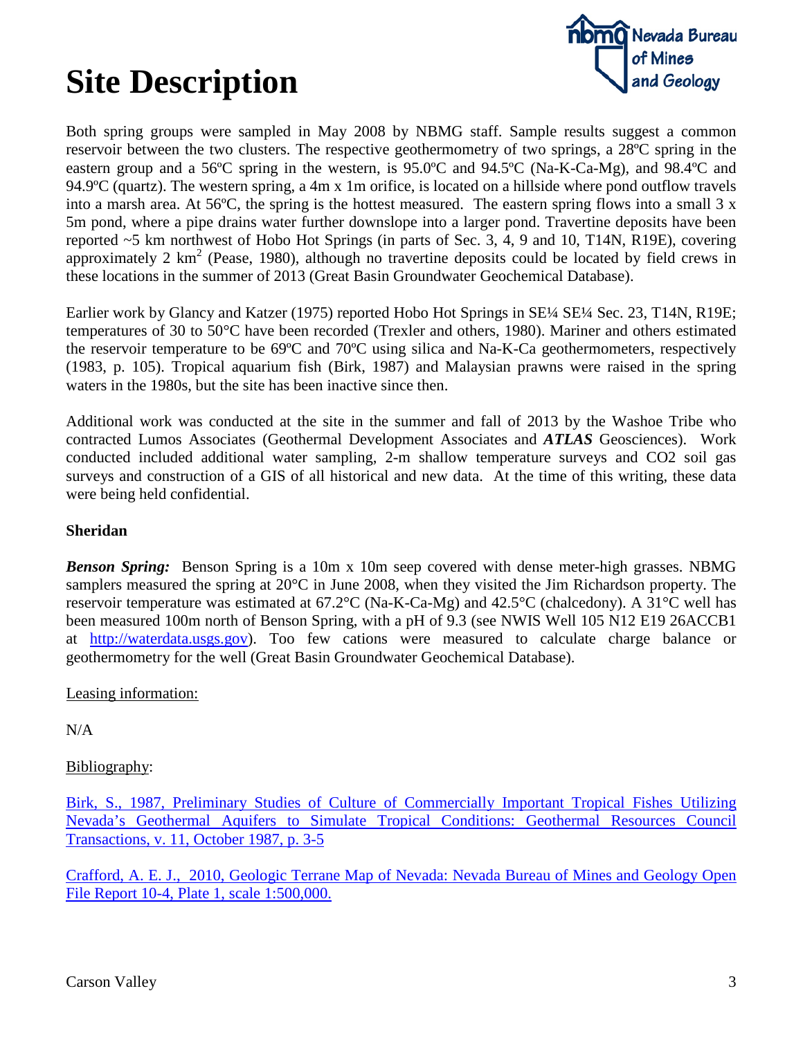# Site Description

Both spring groups were sampled in May 2008 by NBMG staff. Sample results suggest a common reservoir between the two clusters. The respective geothermometry of two springs, a 28ºC spring in the eastern group and a 56ºC spring in the western, is 95.0ºC and 94.5ºC (Na-K-Ca-Mg), and 98.4ºC and 94.9ºC (quartz). The western spring, a 4m x 1m orifice, is located on a hillside where pond outflow travels into a marsh area. At 56ºC, the spring is the hottest measured. The eastern spring flows into a small 3 x 5m pond, where a pipe drains water further downslope into a larger pond. Travertine deposits have been reported ~5 km northwest of Hobo Hot Springs (in parts of Sec. 3, 4, 9 and 10, T14N, R19E), covering approximately 2 $km^2$ (Pease, 1980), although no travertine deposits could be located by field crews in these locations in the summer of 2013 (Great Basin Groundwater Geochemical Database).

Earlier work by Glancy and Katzer (1975) reported Hobo Hot Springs in SE¼ SE¼ Sec. 23, T14N, R19E; temperatures of 30 to 50°C have been recorded (Trexler and others, 1980). Mariner and others estimated the reservoir temperature to be 69ºC and 70ºC using silica and Na-K-Ca geothermometers, respectively (1983, p. 105). Tropical aquarium fish (Birk, 1987) and Malaysian prawns were raised in the spring waters in the 1980s, but the site has been inactive since then.

Additional work was conducted at the site in the summer and fall of 2013 by the Washoe Tribe who contracted Lumos Associates (Geothermal Development Associates and ***ATLAS*** Geosciences). Work conducted included additional water sampling, 2-m shallow temperature surveys and CO2 soil gas surveys and construction of a GIS of all historical and new data. At the time of this writing, these data were being held confidential.

**Sheridan**

***Benson Spring:*** Benson Spring is a 10m x 10m seep covered with dense meter-high grasses. NBMG samplers measured the spring at 20°C in June 2008, when they visited the Jim Richardson property. The reservoir temperature was estimated at 67.2°C (Na-K-Ca-Mg) and 42.5°C (chalcedony). A 31°C well has been measured 100m north of Benson Spring, with a pH of 9.3 (see NWIS Well 105 N12 E19 26ACCB1 at http://waterdata.usgs.gov). Too few cations were measured to calculate charge balance or geothermometry for the well (Great Basin Groundwater Geochemical Database).

Leasing information:

N/A

Bibliography:

Birk, S., 1987, Preliminary Studies of Culture of Commercially Important Tropical Fishes Utilizing Nevada's Geothermal Aquifers to Simulate Tropical Conditions: Geothermal Resources Council Transactions, v. 11, October 1987, p. 3-5

Crafford, A. E. J., 2010, Geologic Terrane Map of Nevada: Nevada Bureau of Mines and Geology Open File Report 10-4, Plate 1, scale 1:500,000.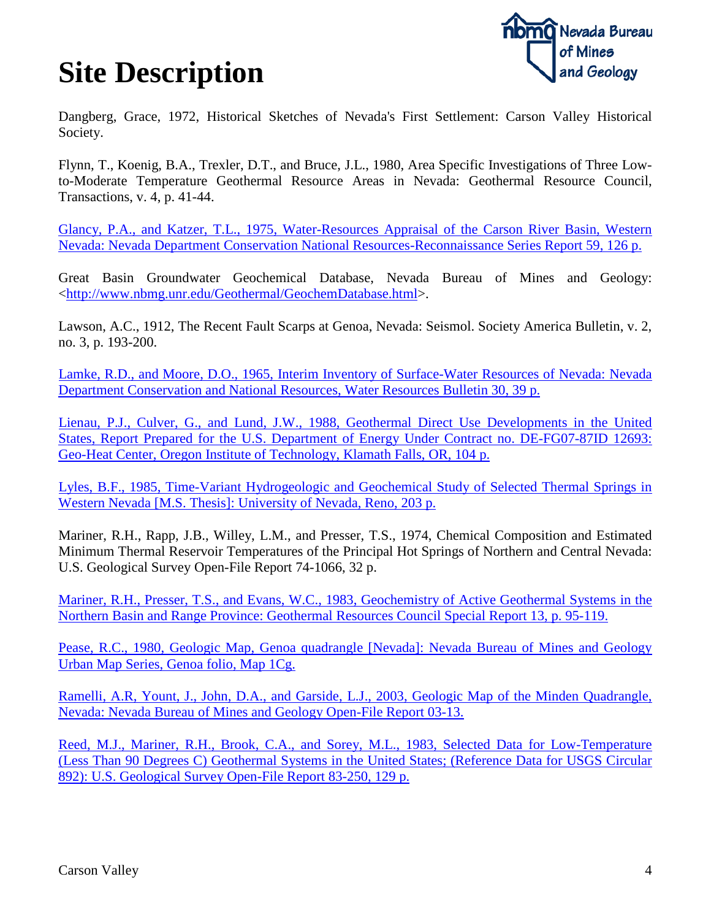# Site Description

Dangberg, Grace, 1972, Historical Sketches of Nevada's First Settlement: Carson Valley Historical Society.

Flynn, T., Koenig, B.A., Trexler, D.T., and Bruce, J.L., 1980, Area Specific Investigations of Three Low-to-Moderate Temperature Geothermal Resource Areas in Nevada: Geothermal Resource Council, Transactions, v. 4, p. 41-44.

Glancy, P.A., and Katzer, T.L., 1975, Water-Resources Appraisal of the Carson River Basin, Western Nevada: Nevada Department Conservation National Resources-Reconnaissance Series Report 59, 126 p.

Great Basin Groundwater Geochemical Database, Nevada Bureau of Mines and Geology: <http://www.nbmg.unr.edu/Geothermal/GeochemDatabase.html>.

Lawson, A.C., 1912, The Recent Fault Scarps at Genoa, Nevada: Seismol. Society America Bulletin, v. 2, no. 3, p. 193-200.

Lamke, R.D., and Moore, D.O., 1965, Interim Inventory of Surface-Water Resources of Nevada: Nevada Department Conservation and National Resources, Water Resources Bulletin 30, 39 p.

Lienau, P.J., Culver, G., and Lund, J.W., 1988, Geothermal Direct Use Developments in the United States, Report Prepared for the U.S. Department of Energy Under Contract no. DE-FG07-87ID 12693: Geo-Heat Center, Oregon Institute of Technology, Klamath Falls, OR, 104 p.

Lyles, B.F., 1985, Time-Variant Hydrogeologic and Geochemical Study of Selected Thermal Springs in Western Nevada [M.S. Thesis]: University of Nevada, Reno, 203 p.

Mariner, R.H., Rapp, J.B., Willey, L.M., and Presser, T.S., 1974, Chemical Composition and Estimated Minimum Thermal Reservoir Temperatures of the Principal Hot Springs of Northern and Central Nevada: U.S. Geological Survey Open-File Report 74-1066, 32 p.

Mariner, R.H., Presser, T.S., and Evans, W.C., 1983, Geochemistry of Active Geothermal Systems in the Northern Basin and Range Province: Geothermal Resources Council Special Report 13, p. 95-119.

Pease, R.C., 1980, Geologic Map, Genoa quadrangle [Nevada]: Nevada Bureau of Mines and Geology Urban Map Series, Genoa folio, Map 1Cg.

Ramelli, A.R, Yount, J., John, D.A., and Garside, L.J., 2003, Geologic Map of the Minden Quadrangle, Nevada: Nevada Bureau of Mines and Geology Open-File Report 03-13.

Reed, M.J., Mariner, R.H., Brook, C.A., and Sorey, M.L., 1983, Selected Data for Low-Temperature (Less Than 90 Degrees C) Geothermal Systems in the United States; (Reference Data for USGS Circular 892): U.S. Geological Survey Open-File Report 83-250, 129 p.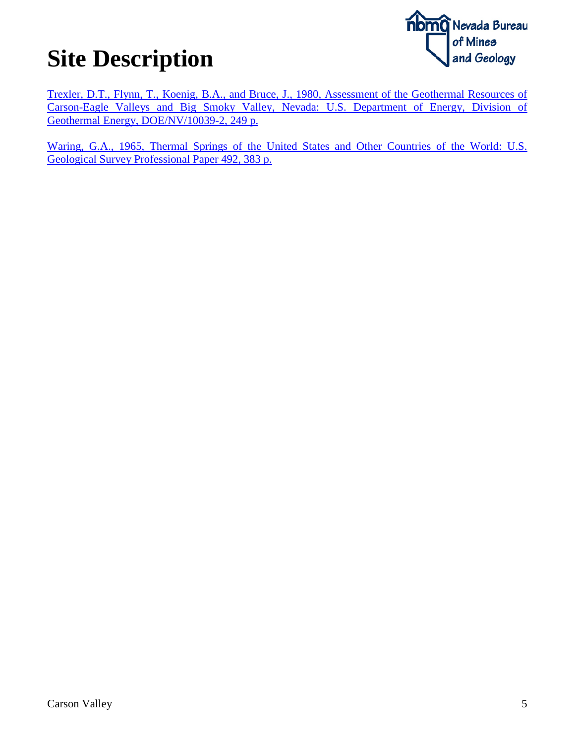# Site Description

Trexler, D.T., Flynn, T., Koenig, B.A., and Bruce, J., 1980, Assessment of the Geothermal Resources of Carson-Eagle Valleys and Big Smoky Valley, Nevada: U.S. Department of Energy, Division of Geothermal Energy, DOE/NV/10039-2, 249 p.

Waring, G.A., 1965, Thermal Springs of the United States and Other Countries of the World: U.S. Geological Survey Professional Paper 492, 383 p.